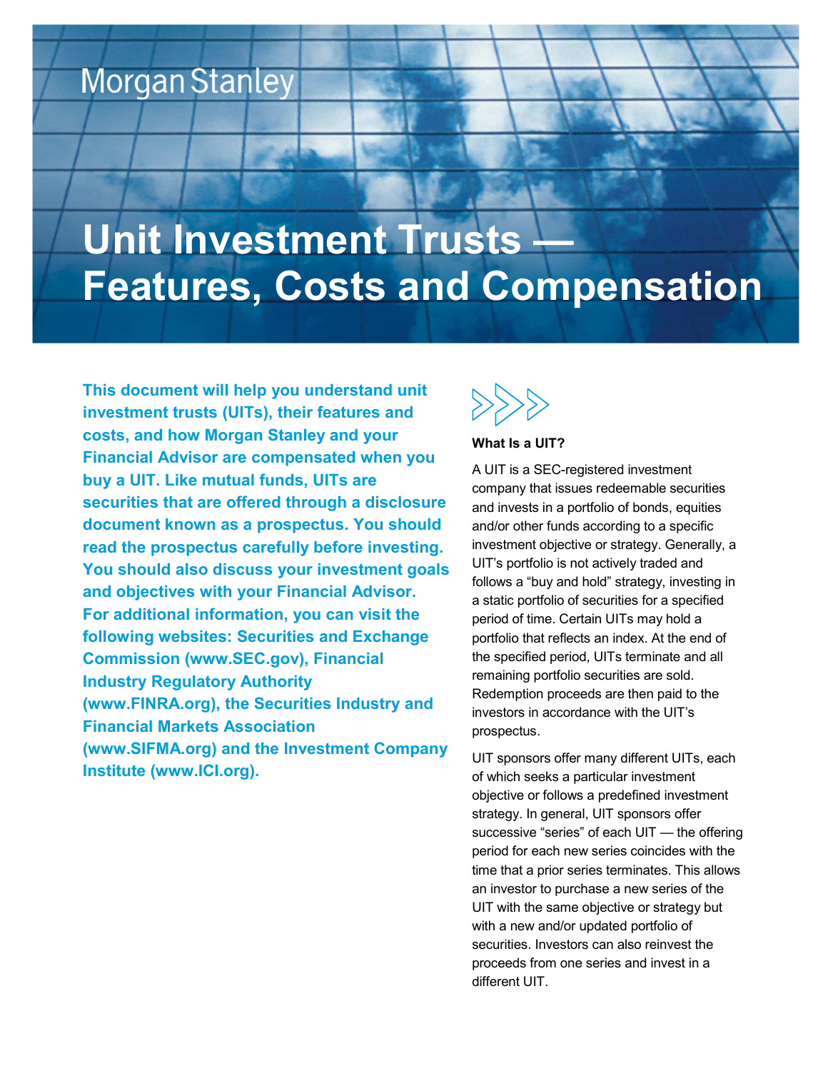Morgan Stanley

# Unit Investment Trusts — Features, Costs and Compensation

**This document will help you understand unit investment trusts (UITs), their features and costs, and how Morgan Stanley and your Financial Advisor are compensated when you buy a UIT. Like mutual funds, UITs are securities that are offered through a disclosure document known as a prospectus. You should read the prospectus carefully before investing. You should also discuss your investment goals and objectives with your Financial Advisor. For additional information, you can visit the following websites: Securities and Exchange Commission (www.SEC.gov), Financial Industry Regulatory Authority (www.FINRA.org), the Securities Industry and Financial Markets Association (www.SIFMA.org) and the Investment Company Institute (www.ICI.org).**

### What Is a UIT?

A UIT is a SEC-registered investment company that issues redeemable securities and invests in a portfolio of bonds, equities and/or other funds according to a specific investment objective or strategy. Generally, a UIT's portfolio is not actively traded and follows a "buy and hold" strategy, investing in a static portfolio of securities for a specified period of time. Certain UITs may hold a portfolio that reflects an index. At the end of the specified period, UITs terminate and all remaining portfolio securities are sold. Redemption proceeds are then paid to the investors in accordance with the UIT's prospectus.

UIT sponsors offer many different UITs, each of which seeks a particular investment objective or follows a predefined investment strategy. In general, UIT sponsors offer successive "series" of each UIT — the offering period for each new series coincides with the time that a prior series terminates. This allows an investor to purchase a new series of the UIT with the same objective or strategy but with a new and/or updated portfolio of securities. Investors can also reinvest the proceeds from one series and invest in a different UIT.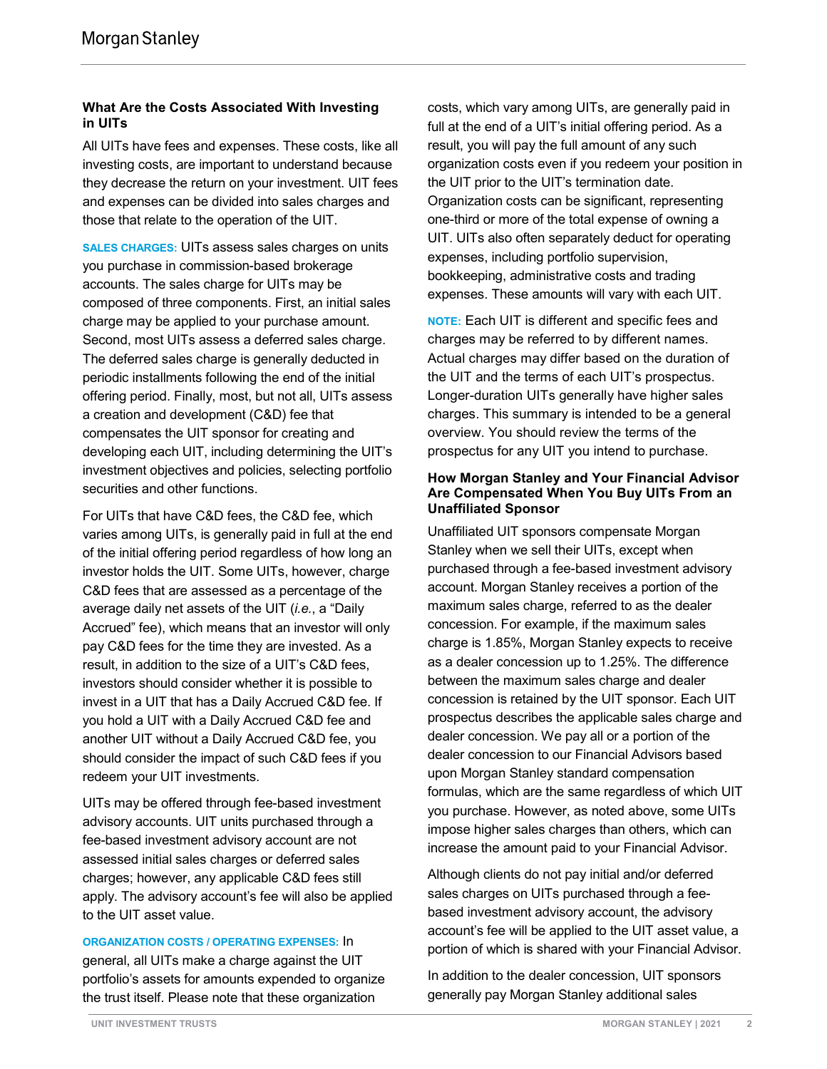### What Are the Costs Associated With Investing in UITs

All UITs have fees and expenses. These costs, like all investing costs, are important to understand because they decrease the return on your investment. UIT fees and expenses can be divided into sales charges and those that relate to the operation of the UIT.

**SALES CHARGES:** UITs assess sales charges on units you purchase in commission-based brokerage accounts. The sales charge for UITs may be composed of three components. First, an initial sales charge may be applied to your purchase amount. Second, most UITs assess a deferred sales charge. The deferred sales charge is generally deducted in periodic installments following the end of the initial offering period. Finally, most, but not all, UITs assess a creation and development (C&D) fee that compensates the UIT sponsor for creating and developing each UIT, including determining the UIT's investment objectives and policies, selecting portfolio securities and other functions.

For UITs that have C&D fees, the C&D fee, which varies among UITs, is generally paid in full at the end of the initial offering period regardless of how long an investor holds the UIT. Some UITs, however, charge C&D fees that are assessed as a percentage of the average daily net assets of the UIT (*i.e.*, a "Daily Accrued" fee), which means that an investor will only pay C&D fees for the time they are invested. As a result, in addition to the size of a UIT's C&D fees, investors should consider whether it is possible to invest in a UIT that has a Daily Accrued C&D fee. If you hold a UIT with a Daily Accrued C&D fee and another UIT without a Daily Accrued C&D fee, you should consider the impact of such C&D fees if you redeem your UIT investments.

UITs may be offered through fee-based investment advisory accounts. UIT units purchased through a fee-based investment advisory account are not assessed initial sales charges or deferred sales charges; however, any applicable C&D fees still apply. The advisory account's fee will also be applied to the UIT asset value.

**ORGANIZATION COSTS / OPERATING EXPENSES:** In general, all UITs make a charge against the UIT portfolio's assets for amounts expended to organize the trust itself. Please note that these organization costs, which vary among UITs, are generally paid in full at the end of a UIT's initial offering period. As a result, you will pay the full amount of any such organization costs even if you redeem your position in the UIT prior to the UIT's termination date. Organization costs can be significant, representing one-third or more of the total expense of owning a UIT. UITs also often separately deduct for operating expenses, including portfolio supervision, bookkeeping, administrative costs and trading expenses. These amounts will vary with each UIT.

**NOTE:** Each UIT is different and specific fees and charges may be referred to by different names. Actual charges may differ based on the duration of the UIT and the terms of each UIT's prospectus. Longer-duration UITs generally have higher sales charges. This summary is intended to be a general overview. You should review the terms of the prospectus for any UIT you intend to purchase.

### How Morgan Stanley and Your Financial Advisor Are Compensated When You Buy UITs From an Unaffiliated Sponsor

Unaffiliated UIT sponsors compensate Morgan Stanley when we sell their UITs, except when purchased through a fee-based investment advisory account. Morgan Stanley receives a portion of the maximum sales charge, referred to as the dealer concession. For example, if the maximum sales charge is 1.85%, Morgan Stanley expects to receive as a dealer concession up to 1.25%. The difference between the maximum sales charge and dealer concession is retained by the UIT sponsor. Each UIT prospectus describes the applicable sales charge and dealer concession. We pay all or a portion of the dealer concession to our Financial Advisors based upon Morgan Stanley standard compensation formulas, which are the same regardless of which UIT you purchase. However, as noted above, some UITs impose higher sales charges than others, which can increase the amount paid to your Financial Advisor.

Although clients do not pay initial and/or deferred sales charges on UITs purchased through a fee-based investment advisory account, the advisory account's fee will be applied to the UIT asset value, a portion of which is shared with your Financial Advisor.

In addition to the dealer concession, UIT sponsors generally pay Morgan Stanley additional sales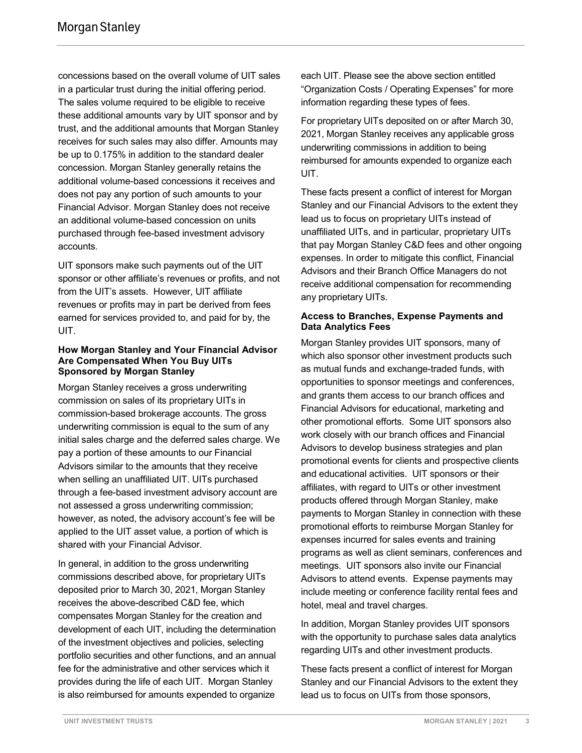concessions based on the overall volume of UIT sales in a particular trust during the initial offering period. The sales volume required to be eligible to receive these additional amounts vary by UIT sponsor and by trust, and the additional amounts that Morgan Stanley receives for such sales may also differ. Amounts may be up to 0.175% in addition to the standard dealer concession. Morgan Stanley generally retains the additional volume-based concessions it receives and does not pay any portion of such amounts to your Financial Advisor. Morgan Stanley does not receive an additional volume-based concession on units purchased through fee-based investment advisory accounts.

UIT sponsors make such payments out of the UIT sponsor or other affiliate's revenues or profits, and not from the UIT's assets. However, UIT affiliate revenues or profits may in part be derived from fees earned for services provided to, and paid for by, the UIT.

### How Morgan Stanley and Your Financial Advisor Are Compensated When You Buy UITs Sponsored by Morgan Stanley

Morgan Stanley receives a gross underwriting commission on sales of its proprietary UITs in commission-based brokerage accounts. The gross underwriting commission is equal to the sum of any initial sales charge and the deferred sales charge. We pay a portion of these amounts to our Financial Advisors similar to the amounts that they receive when selling an unaffiliated UIT. UITs purchased through a fee-based investment advisory account are not assessed a gross underwriting commission; however, as noted, the advisory account's fee will be applied to the UIT asset value, a portion of which is shared with your Financial Advisor.

In general, in addition to the gross underwriting commissions described above, for proprietary UITs deposited prior to March 30, 2021, Morgan Stanley receives the above-described C&D fee, which compensates Morgan Stanley for the creation and development of each UIT, including the determination of the investment objectives and policies, selecting portfolio securities and other functions, and an annual fee for the administrative and other services which it provides during the life of each UIT. Morgan Stanley is also reimbursed for amounts expended to organize each UIT. Please see the above section entitled "Organization Costs / Operating Expenses" for more information regarding these types of fees.

For proprietary UITs deposited on or after March 30, 2021, Morgan Stanley receives any applicable gross underwriting commissions in addition to being reimbursed for amounts expended to organize each UIT.

These facts present a conflict of interest for Morgan Stanley and our Financial Advisors to the extent they lead us to focus on proprietary UITs instead of unaffiliated UITs, and in particular, proprietary UITs that pay Morgan Stanley C&D fees and other ongoing expenses. In order to mitigate this conflict, Financial Advisors and their Branch Office Managers do not receive additional compensation for recommending any proprietary UITs.

### Access to Branches, Expense Payments and Data Analytics Fees

Morgan Stanley provides UIT sponsors, many of which also sponsor other investment products such as mutual funds and exchange-traded funds, with opportunities to sponsor meetings and conferences, and grants them access to our branch offices and Financial Advisors for educational, marketing and other promotional efforts. Some UIT sponsors also work closely with our branch offices and Financial Advisors to develop business strategies and plan promotional events for clients and prospective clients and educational activities. UIT sponsors or their affiliates, with regard to UITs or other investment products offered through Morgan Stanley, make payments to Morgan Stanley in connection with these promotional efforts to reimburse Morgan Stanley for expenses incurred for sales events and training programs as well as client seminars, conferences and meetings. UIT sponsors also invite our Financial Advisors to attend events. Expense payments may include meeting or conference facility rental fees and hotel, meal and travel charges.

In addition, Morgan Stanley provides UIT sponsors with the opportunity to purchase sales data analytics regarding UITs and other investment products.

These facts present a conflict of interest for Morgan Stanley and our Financial Advisors to the extent they lead us to focus on UITs from those sponsors,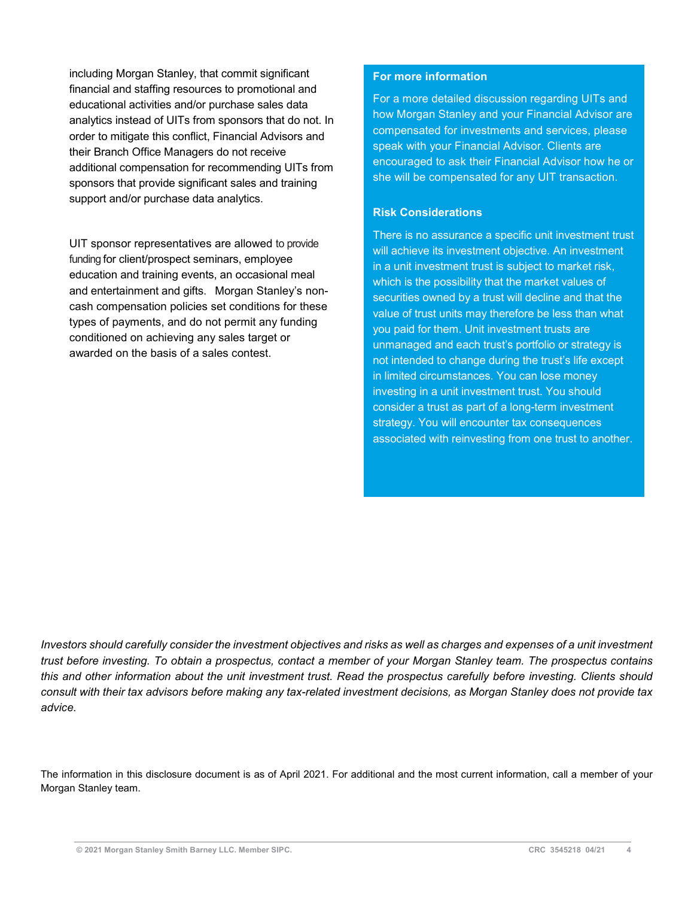including Morgan Stanley, that commit significant financial and staffing resources to promotional and educational activities and/or purchase sales data analytics instead of UITs from sponsors that do not. In order to mitigate this conflict, Financial Advisors and their Branch Office Managers do not receive additional compensation for recommending UITs from sponsors that provide significant sales and training support and/or purchase data analytics.

UIT sponsor representatives are allowed to provide funding for client/prospect seminars, employee education and training events, an occasional meal and entertainment and gifts. Morgan Stanley's non-cash compensation policies set conditions for these types of payments, and do not permit any funding conditioned on achieving any sales target or awarded on the basis of a sales contest.

### For more information

For a more detailed discussion regarding UITs and how Morgan Stanley and your Financial Advisor are compensated for investments and services, please speak with your Financial Advisor. Clients are encouraged to ask their Financial Advisor how he or she will be compensated for any UIT transaction.

### Risk Considerations

There is no assurance a specific unit investment trust will achieve its investment objective. An investment in a unit investment trust is subject to market risk, which is the possibility that the market values of securities owned by a trust will decline and that the value of trust units may therefore be less than what you paid for them. Unit investment trusts are unmanaged and each trust's portfolio or strategy is not intended to change during the trust's life except in limited circumstances. You can lose money investing in a unit investment trust. You should consider a trust as part of a long-term investment strategy. You will encounter tax consequences associated with reinvesting from one trust to another.

*Investors should carefully consider the investment objectives and risks as well as charges and expenses of a unit investment trust before investing. To obtain a prospectus, contact a member of your Morgan Stanley team. The prospectus contains this and other information about the unit investment trust. Read the prospectus carefully before investing. Clients should consult with their tax advisors before making any tax-related investment decisions, as Morgan Stanley does not provide tax advice.*

The information in this disclosure document is as of April 2021. For additional and the most current information, call a member of your Morgan Stanley team.

© 2021 Morgan Stanley Smith Barney LLC. Member SIPC. CRC 3545218 04/21